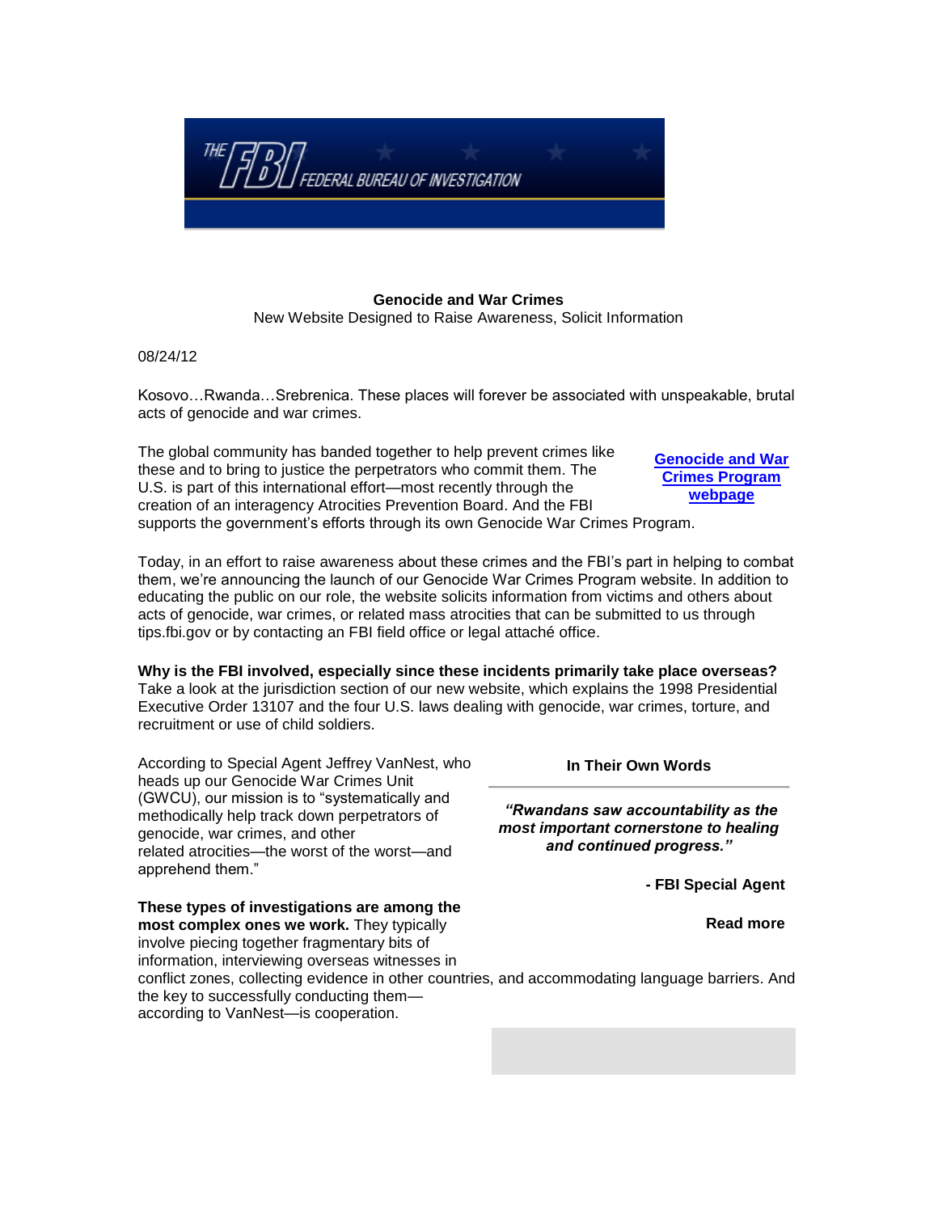THE FBI FEDERAL BUREAU OF INVESTIGATION

**Genocide and War Crimes**
New Website Designed to Raise Awareness, Solicit Information

08/24/12

Kosovo…Rwanda…Srebrenica. These places will forever be associated with unspeakable, brutal acts of genocide and war crimes.

**Genocide and War Crimes Program webpage**

The global community has banded together to help prevent crimes like these and to bring to justice the perpetrators who commit them. The U.S. is part of this international effort—most recently through the creation of an interagency Atrocities Prevention Board. And the FBI supports the government's efforts through its own Genocide War Crimes Program.

Today, in an effort to raise awareness about these crimes and the FBI's part in helping to combat them, we're announcing the launch of our Genocide War Crimes Program website. In addition to educating the public on our role, the website solicits information from victims and others about acts of genocide, war crimes, or related mass atrocities that can be submitted to us through tips.fbi.gov or by contacting an FBI field office or legal attaché office.

**Why is the FBI involved, especially since these incidents primarily take place overseas?** Take a look at the jurisdiction section of our new website, which explains the 1998 Presidential Executive Order 13107 and the four U.S. laws dealing with genocide, war crimes, torture, and recruitment or use of child soldiers.

According to Special Agent Jeffrey VanNest, who heads up our Genocide War Crimes Unit (GWCU), our mission is to "systematically and methodically help track down perpetrators of genocide, war crimes, and other related mass atrocities—the worst of the worst—and apprehend them."

**In Their Own Words**

***"Rwandans saw accountability as the most important cornerstone to healing and continued progress."***

**- FBI Special Agent**

**Read more**

**These types of investigations are among the most complex ones we work.** They typically involve piecing together fragmentary bits of information, interviewing overseas witnesses in conflict zones, collecting evidence in other countries, and accommodating language barriers. And the key to successfully conducting them—according to VanNest—is cooperation.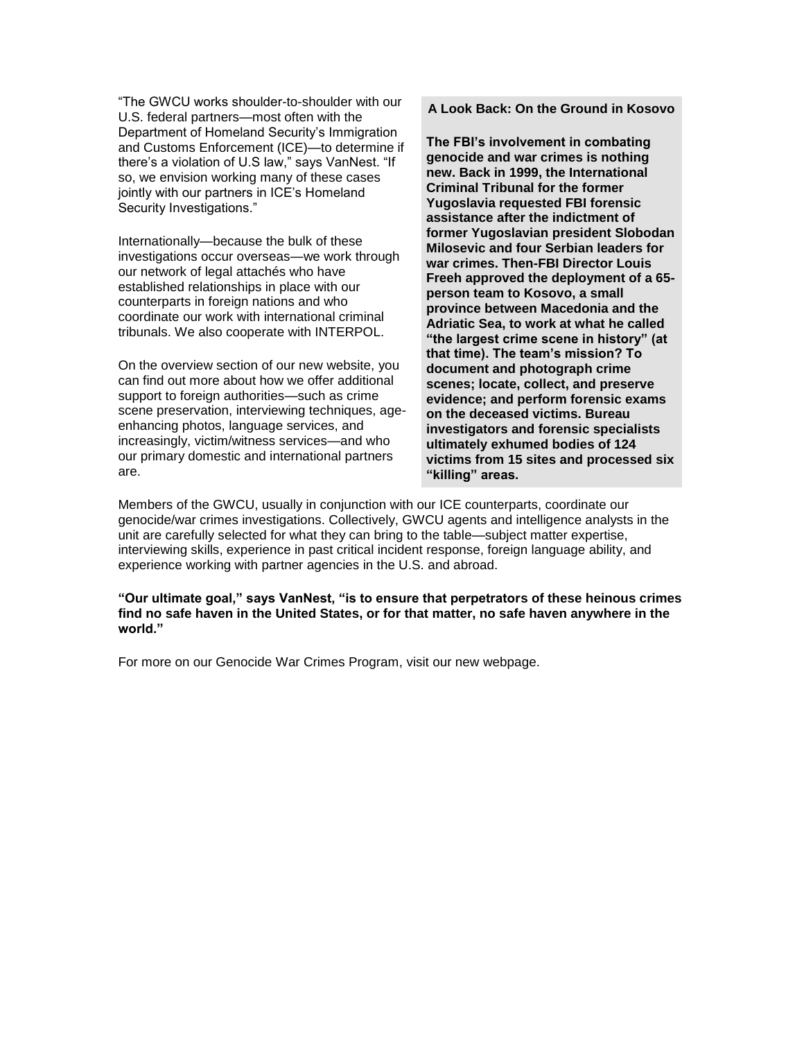"The GWCU works shoulder-to-shoulder with our U.S. federal partners—most often with the Department of Homeland Security's Immigration and Customs Enforcement (ICE)—to determine if there's a violation of U.S law," says VanNest. "If so, we envision working many of these cases jointly with our partners in ICE's Homeland Security Investigations."

Internationally—because the bulk of these investigations occur overseas—we work through our network of legal attachés who have established relationships in place with our counterparts in foreign nations and who coordinate our work with international criminal tribunals. We also cooperate with INTERPOL.

On the overview section of our new website, you can find out more about how we offer additional support to foreign authorities—such as crime scene preservation, interviewing techniques, age-enhancing photos, language services, and increasingly, victim/witness services—and who our primary domestic and international partners are.

### A Look Back: On the Ground in Kosovo

**The FBI's involvement in combating genocide and war crimes is nothing new. Back in 1999, the International Criminal Tribunal for the former Yugoslavia requested FBI forensic assistance after the indictment of former Yugoslavian president Slobodan Milosevic and four Serbian leaders for war crimes. Then-FBI Director Louis Freeh approved the deployment of a 65-person team to Kosovo, a small province between Macedonia and the Adriatic Sea, to work at what he called "the largest crime scene in history" (at that time). The team's mission? To document and photograph crime scenes; locate, collect, and preserve evidence; and perform forensic exams on the deceased victims. Bureau investigators and forensic specialists ultimately exhumed bodies of 124 victims from 15 sites and processed six "killing" areas.**

Members of the GWCU, usually in conjunction with our ICE counterparts, coordinate our genocide/war crimes investigations. Collectively, GWCU agents and intelligence analysts in the unit are carefully selected for what they can bring to the table—subject matter expertise, interviewing skills, experience in past critical incident response, foreign language ability, and experience working with partner agencies in the U.S. and abroad.

**"Our ultimate goal," says VanNest, "is to ensure that perpetrators of these heinous crimes find no safe haven in the United States, or for that matter, no safe haven anywhere in the world."**

For more on our Genocide War Crimes Program, visit our new webpage.